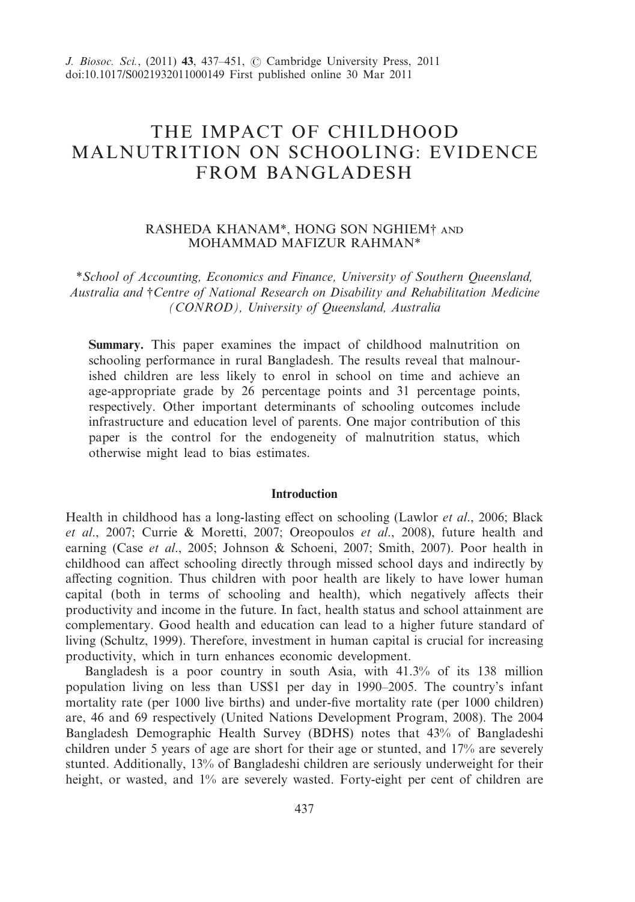# THE IMPACT OF CHILDHOOD MALNUTRITION ON SCHOOLING: EVIDENCE FROM BANGLADESH

RASHEDA KHANAM*, HONG SON NGHIEM† AND MOHAMMAD MAFIZUR RAHMAN*

**School of Accounting, Economics and Finance, University of Southern Queensland, Australia and †Centre of National Research on Disability and Rehabilitation Medicine (CONROD), University of Queensland, Australia*

**Summary.** This paper examines the impact of childhood malnutrition on schooling performance in rural Bangladesh. The results reveal that malnourished children are less likely to enrol in school on time and achieve an age-appropriate grade by 26 percentage points and 31 percentage points, respectively. Other important determinants of schooling outcomes include infrastructure and education level of parents. One major contribution of this paper is the control for the endogeneity of malnutrition status, which otherwise might lead to bias estimates.

## Introduction

Health in childhood has a long-lasting effect on schooling (Lawlor *et al*., 2006; Black *et al*., 2007; Currie & Moretti, 2007; Oreopoulos *et al*., 2008), future health and earning (Case *et al*., 2005; Johnson & Schoeni, 2007; Smith, 2007). Poor health in childhood can affect schooling directly through missed school days and indirectly by affecting cognition. Thus children with poor health are likely to have lower human capital (both in terms of schooling and health), which negatively affects their productivity and income in the future. In fact, health status and school attainment are complementary. Good health and education can lead to a higher future standard of living (Schultz, 1999). Therefore, investment in human capital is crucial for increasing productivity, which in turn enhances economic development.

Bangladesh is a poor country in south Asia, with 41.3% of its 138 million population living on less than US$1 per day in 1990–2005. The country's infant mortality rate (per 1000 live births) and under-five mortality rate (per 1000 children) are, 46 and 69 respectively (United Nations Development Program, 2008). The 2004 Bangladesh Demographic Health Survey (BDHS) notes that 43% of Bangladeshi children under 5 years of age are short for their age or stunted, and 17% are severely stunted. Additionally, 13% of Bangladeshi children are seriously underweight for their height, or wasted, and 1% are severely wasted. Forty-eight per cent of children are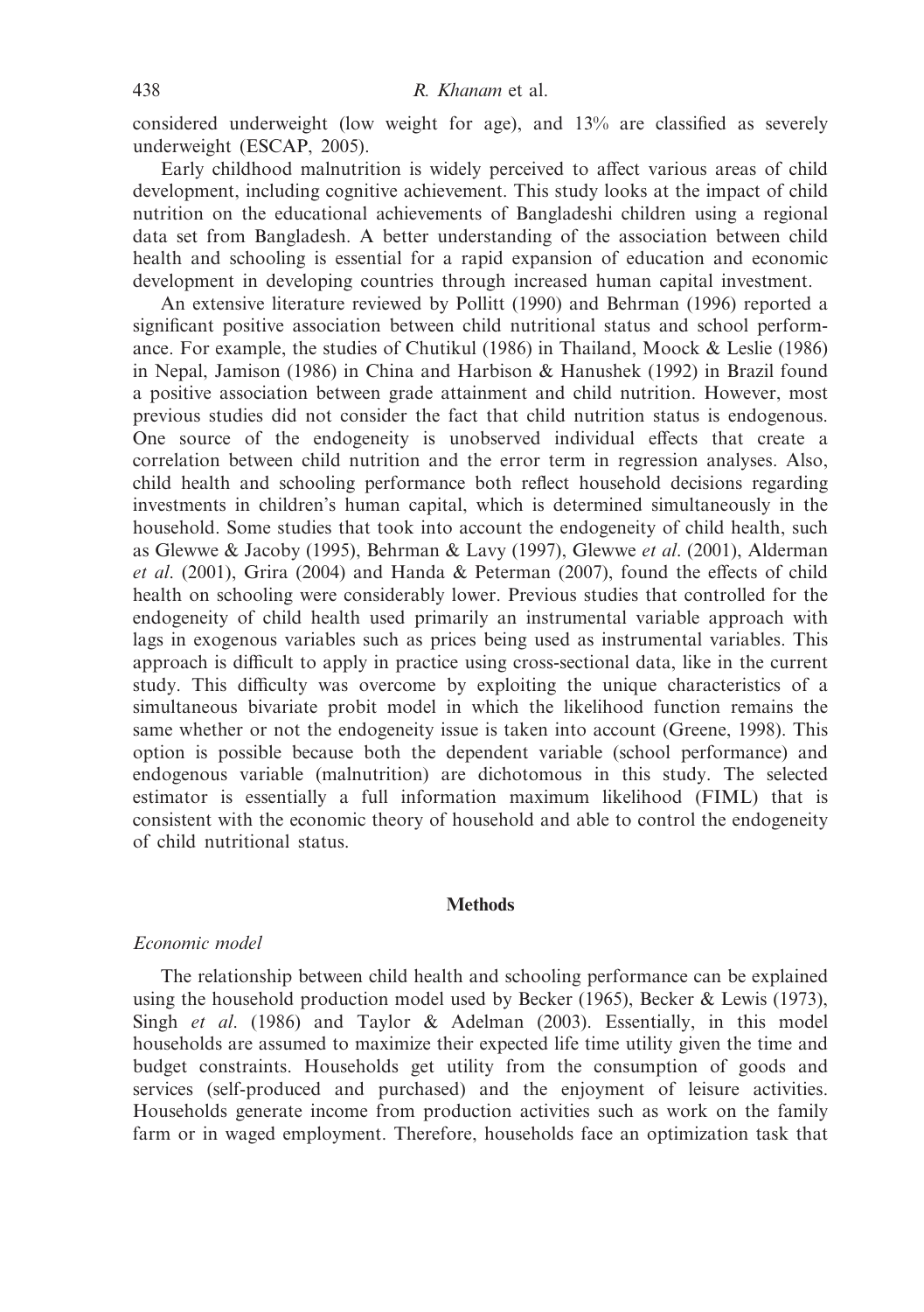considered underweight (low weight for age), and 13% are classified as severely underweight (ESCAP, 2005).

Early childhood malnutrition is widely perceived to affect various areas of child development, including cognitive achievement. This study looks at the impact of child nutrition on the educational achievements of Bangladeshi children using a regional data set from Bangladesh. A better understanding of the association between child health and schooling is essential for a rapid expansion of education and economic development in developing countries through increased human capital investment.

An extensive literature reviewed by Pollitt (1990) and Behrman (1996) reported a significant positive association between child nutritional status and school performance. For example, the studies of Chutikul (1986) in Thailand, Moock & Leslie (1986) in Nepal, Jamison (1986) in China and Harbison & Hanushek (1992) in Brazil found a positive association between grade attainment and child nutrition. However, most previous studies did not consider the fact that child nutrition status is endogenous. One source of the endogeneity is unobserved individual effects that create a correlation between child nutrition and the error term in regression analyses. Also, child health and schooling performance both reflect household decisions regarding investments in children's human capital, which is determined simultaneously in the household. Some studies that took into account the endogeneity of child health, such as Glewwe & Jacoby (1995), Behrman & Lavy (1997), Glewwe *et al*. (2001), Alderman *et al*. (2001), Grira (2004) and Handa & Peterman (2007), found the effects of child health on schooling were considerably lower. Previous studies that controlled for the endogeneity of child health used primarily an instrumental variable approach with lags in exogenous variables such as prices being used as instrumental variables. This approach is difficult to apply in practice using cross-sectional data, like in the current study. This difficulty was overcome by exploiting the unique characteristics of a simultaneous bivariate probit model in which the likelihood function remains the same whether or not the endogeneity issue is taken into account (Greene, 1998). This option is possible because both the dependent variable (school performance) and endogenous variable (malnutrition) are dichotomous in this study. The selected estimator is essentially a full information maximum likelihood (FIML) that is consistent with the economic theory of household and able to control the endogeneity of child nutritional status.

## Methods

### *Economic model*

The relationship between child health and schooling performance can be explained using the household production model used by Becker (1965), Becker & Lewis (1973), Singh *et al*. (1986) and Taylor & Adelman (2003). Essentially, in this model households are assumed to maximize their expected life time utility given the time and budget constraints. Households get utility from the consumption of goods and services (self-produced and purchased) and the enjoyment of leisure activities. Households generate income from production activities such as work on the family farm or in waged employment. Therefore, households face an optimization task that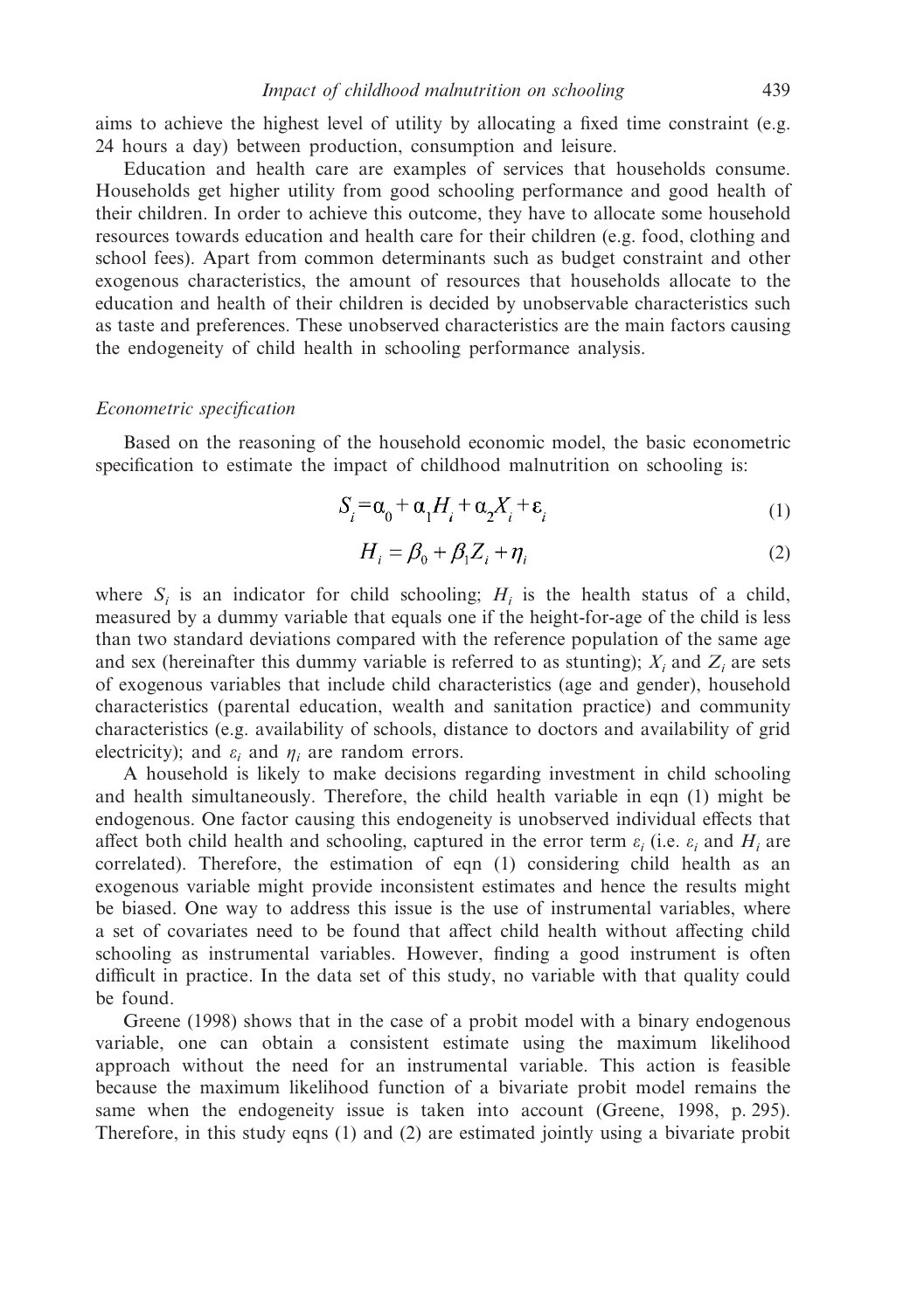aims to achieve the highest level of utility by allocating a fixed time constraint (e.g. 24 hours a day) between production, consumption and leisure.

Education and health care are examples of services that households consume. Households get higher utility from good schooling performance and good health of their children. In order to achieve this outcome, they have to allocate some household resources towards education and health care for their children (e.g. food, clothing and school fees). Apart from common determinants such as budget constraint and other exogenous characteristics, the amount of resources that households allocate to the education and health of their children is decided by unobservable characteristics such as taste and preferences. These unobserved characteristics are the main factors causing the endogeneity of child health in schooling performance analysis.

### *Econometric specification*

Based on the reasoning of the household economic model, the basic econometric specification to estimate the impact of childhood malnutrition on schooling is:

$$S_i = \alpha_0 + \alpha_1 H_i + \alpha_2 X_i + \varepsilon_i \tag{1}$$

$$H_i = \beta_0 + \beta_1 Z_i + \eta_i \tag{2}$$

where $S_i$ is an indicator for child schooling; $H_i$ is the health status of a child, measured by a dummy variable that equals one if the height-for-age of the child is less than two standard deviations compared with the reference population of the same age and sex (hereinafter this dummy variable is referred to as stunting); $X_i$ and $Z_i$ are sets of exogenous variables that include child characteristics (age and gender), household characteristics (parental education, wealth and sanitation practice) and community characteristics (e.g. availability of schools, distance to doctors and availability of grid electricity); and $\varepsilon_i$ and $\eta_i$ are random errors.

A household is likely to make decisions regarding investment in child schooling and health simultaneously. Therefore, the child health variable in eqn (1) might be endogenous. One factor causing this endogeneity is unobserved individual effects that affect both child health and schooling, captured in the error term $\varepsilon_i$ (i.e. $\varepsilon_i$ and $H_i$ are correlated). Therefore, the estimation of eqn (1) considering child health as an exogenous variable might provide inconsistent estimates and hence the results might be biased. One way to address this issue is the use of instrumental variables, where a set of covariates need to be found that affect child health without affecting child schooling as instrumental variables. However, finding a good instrument is often difficult in practice. In the data set of this study, no variable with that quality could be found.

Greene (1998) shows that in the case of a probit model with a binary endogenous variable, one can obtain a consistent estimate using the maximum likelihood approach without the need for an instrumental variable. This action is feasible because the maximum likelihood function of a bivariate probit model remains the same when the endogeneity issue is taken into account (Greene, 1998, p. 295). Therefore, in this study eqns (1) and (2) are estimated jointly using a bivariate probit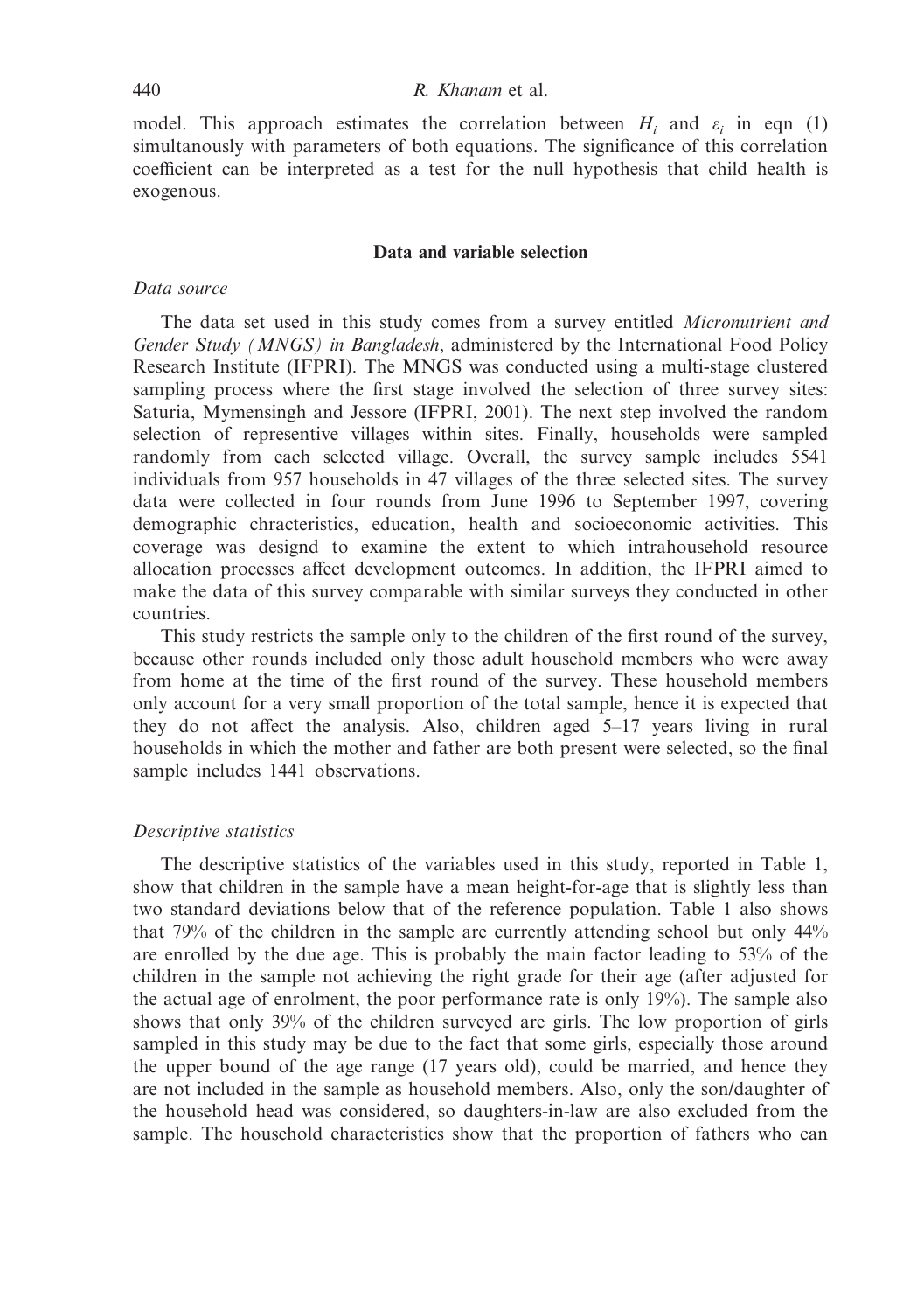model. This approach estimates the correlation between $H_i$ and $\varepsilon_i$ in eqn (1) simultanously with parameters of both equations. The significance of this correlation coefficient can be interpreted as a test for the null hypothesis that child health is exogenous.

## Data and variable selection

### *Data source*

The data set used in this study comes from a survey entitled *Micronutrient and Gender Study (MNGS) in Bangladesh*, administered by the International Food Policy Research Institute (IFPRI). The MNGS was conducted using a multi-stage clustered sampling process where the first stage involved the selection of three survey sites: Saturia, Mymensingh and Jessore (IFPRI, 2001). The next step involved the random selection of representive villages within sites. Finally, households were sampled randomly from each selected village. Overall, the survey sample includes 5541 individuals from 957 households in 47 villages of the three selected sites. The survey data were collected in four rounds from June 1996 to September 1997, covering demographic chracteristics, education, health and socioeconomic activities. This coverage was designd to examine the extent to which intrahousehold resource allocation processes affect development outcomes. In addition, the IFPRI aimed to make the data of this survey comparable with similar surveys they conducted in other countries.

This study restricts the sample only to the children of the first round of the survey, because other rounds included only those adult household members who were away from home at the time of the first round of the survey. These household members only account for a very small proportion of the total sample, hence it is expected that they do not affect the analysis. Also, children aged 5–17 years living in rural households in which the mother and father are both present were selected, so the final sample includes 1441 observations.

### *Descriptive statistics*

The descriptive statistics of the variables used in this study, reported in Table 1, show that children in the sample have a mean height-for-age that is slightly less than two standard deviations below that of the reference population. Table 1 also shows that 79% of the children in the sample are currently attending school but only 44% are enrolled by the due age. This is probably the main factor leading to 53% of the children in the sample not achieving the right grade for their age (after adjusted for the actual age of enrolment, the poor performance rate is only 19%). The sample also shows that only 39% of the children surveyed are girls. The low proportion of girls sampled in this study may be due to the fact that some girls, especially those around the upper bound of the age range (17 years old), could be married, and hence they are not included in the sample as household members. Also, only the son/daughter of the household head was considered, so daughters-in-law are also excluded from the sample. The household characteristics show that the proportion of fathers who can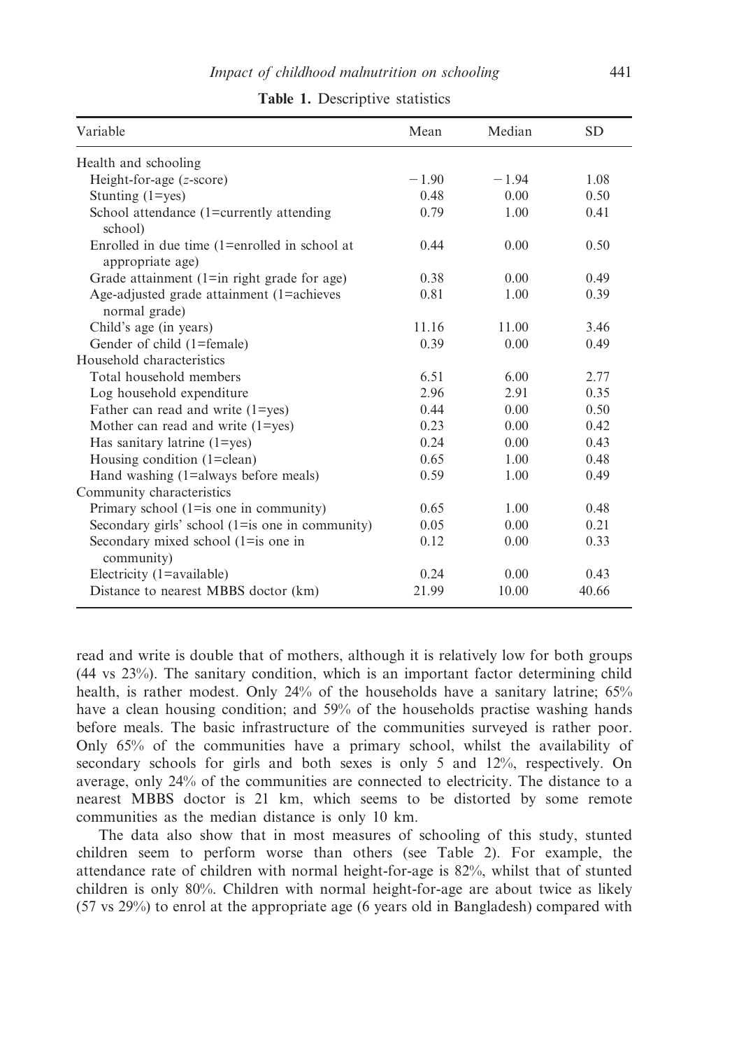**Table 1.** Descriptive statistics

| Variable | Mean | Median | SD |
|---|---|---|---|
| Health and schooling | | | |
| Height-for-age (*z*-score) | −1.90 | −1.94 | 1.08 |
| Stunting (1=yes) | 0.48 | 0.00 | 0.50 |
| School attendance (1=currently attending school) | 0.79 | 1.00 | 0.41 |
| Enrolled in due time (1=enrolled in school at appropriate age) | 0.44 | 0.00 | 0.50 |
| Grade attainment (1=in right grade for age) | 0.38 | 0.00 | 0.49 |
| Age-adjusted grade attainment (1=achieves normal grade) | 0.81 | 1.00 | 0.39 |
| Child's age (in years) | 11.16 | 11.00 | 3.46 |
| Gender of child (1=female) | 0.39 | 0.00 | 0.49 |
| Household characteristics | | | |
| Total household members | 6.51 | 6.00 | 2.77 |
| Log household expenditure | 2.96 | 2.91 | 0.35 |
| Father can read and write (1=yes) | 0.44 | 0.00 | 0.50 |
| Mother can read and write (1=yes) | 0.23 | 0.00 | 0.42 |
| Has sanitary latrine (1=yes) | 0.24 | 0.00 | 0.43 |
| Housing condition (1=clean) | 0.65 | 1.00 | 0.48 |
| Hand washing (1=always before meals) | 0.59 | 1.00 | 0.49 |
| Community characteristics | | | |
| Primary school (1=is one in community) | 0.65 | 1.00 | 0.48 |
| Secondary girls' school (1=is one in community) | 0.05 | 0.00 | 0.21 |
| Secondary mixed school (1=is one in community) | 0.12 | 0.00 | 0.33 |
| Electricity (1=available) | 0.24 | 0.00 | 0.43 |
| Distance to nearest MBBS doctor (km) | 21.99 | 10.00 | 40.66 |

read and write is double that of mothers, although it is relatively low for both groups (44 vs 23%). The sanitary condition, which is an important factor determining child health, is rather modest. Only 24% of the households have a sanitary latrine; 65% have a clean housing condition; and 59% of the households practise washing hands before meals. The basic infrastructure of the communities surveyed is rather poor. Only 65% of the communities have a primary school, whilst the availability of secondary schools for girls and both sexes is only 5 and 12%, respectively. On average, only 24% of the communities are connected to electricity. The distance to a nearest MBBS doctor is 21 km, which seems to be distorted by some remote communities as the median distance is only 10 km.

The data also show that in most measures of schooling of this study, stunted children seem to perform worse than others (see Table 2). For example, the attendance rate of children with normal height-for-age is 82%, whilst that of stunted children is only 80%. Children with normal height-for-age are about twice as likely (57 vs 29%) to enrol at the appropriate age (6 years old in Bangladesh) compared with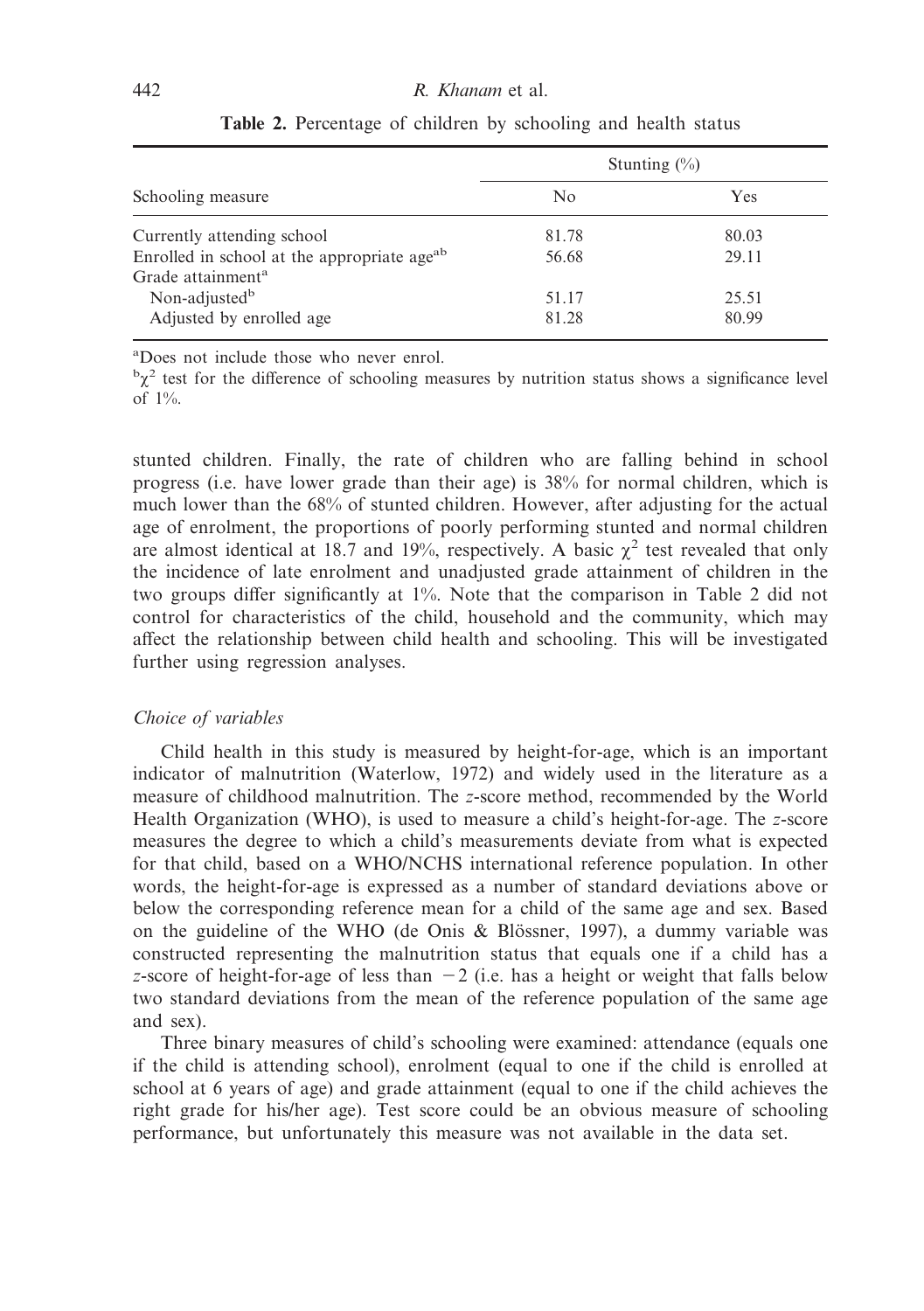**Table 2.** Percentage of children by schooling and health status

| Schooling measure | Stunting (%) | |
|---|---|---|
| | No | Yes |
| Currently attending school | 81.78 | 80.03 |
| Enrolled in school at the appropriate age[ab] | 56.68 | 29.11 |
| Grade attainment[a] | | |
| Non-adjusted[b] | 51.17 | 25.51 |
| Adjusted by enrolled age | 81.28 | 80.99 |

[a]Does not include those who never enrol.

[b]$\chi^2$ test for the difference of schooling measures by nutrition status shows a significance level of 1%.

stunted children. Finally, the rate of children who are falling behind in school progress (i.e. have lower grade than their age) is 38% for normal children, which is much lower than the 68% of stunted children. However, after adjusting for the actual age of enrolment, the proportions of poorly performing stunted and normal children are almost identical at 18.7 and 19%, respectively. A basic $\chi^2$ test revealed that only the incidence of late enrolment and unadjusted grade attainment of children in the two groups differ significantly at 1%. Note that the comparison in Table 2 did not control for characteristics of the child, household and the community, which may affect the relationship between child health and schooling. This will be investigated further using regression analyses.

### *Choice of variables*

Child health in this study is measured by height-for-age, which is an important indicator of malnutrition (Waterlow, 1972) and widely used in the literature as a measure of childhood malnutrition. The *z*-score method, recommended by the World Health Organization (WHO), is used to measure a child's height-for-age. The *z*-score measures the degree to which a child's measurements deviate from what is expected for that child, based on a WHO/NCHS international reference population. In other words, the height-for-age is expressed as a number of standard deviations above or below the corresponding reference mean for a child of the same age and sex. Based on the guideline of the WHO (de Onis & Blössner, 1997), a dummy variable was constructed representing the malnutrition status that equals one if a child has a *z*-score of height-for-age of less than $-2$ (i.e. has a height or weight that falls below two standard deviations from the mean of the reference population of the same age and sex).

Three binary measures of child's schooling were examined: attendance (equals one if the child is attending school), enrolment (equal to one if the child is enrolled at school at 6 years of age) and grade attainment (equal to one if the child achieves the right grade for his/her age). Test score could be an obvious measure of schooling performance, but unfortunately this measure was not available in the data set.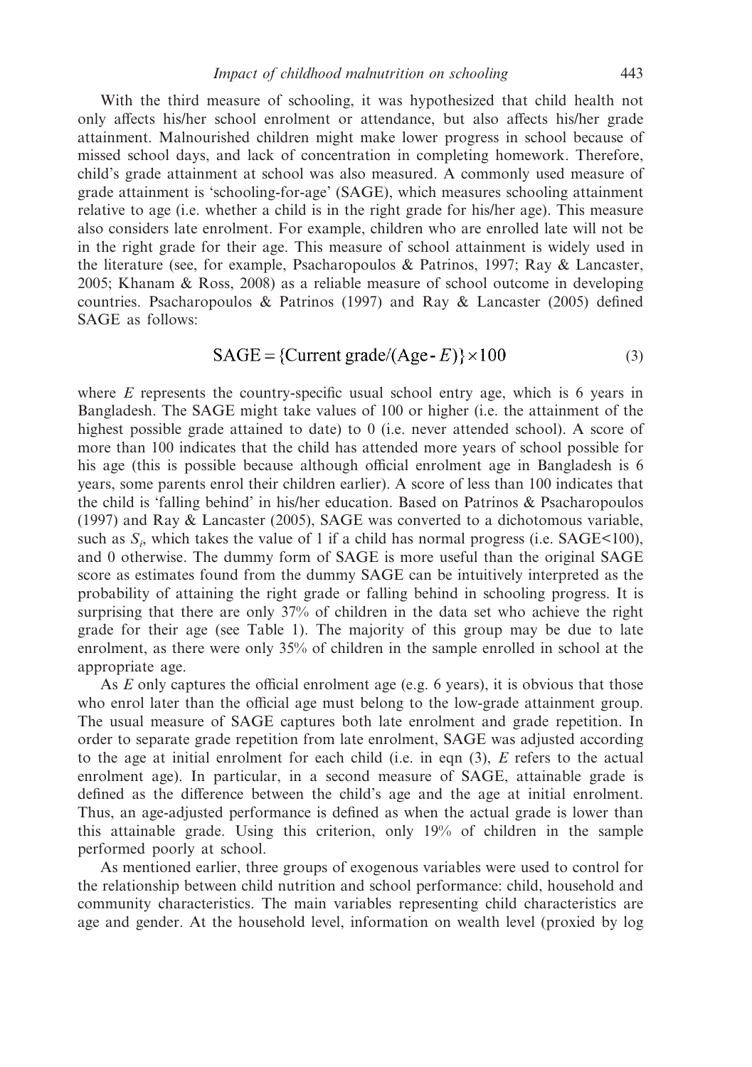With the third measure of schooling, it was hypothesized that child health not only affects his/her school enrolment or attendance, but also affects his/her grade attainment. Malnourished children might make lower progress in school because of missed school days, and lack of concentration in completing homework. Therefore, child's grade attainment at school was also measured. A commonly used measure of grade attainment is 'schooling-for-age' (SAGE), which measures schooling attainment relative to age (i.e. whether a child is in the right grade for his/her age). This measure also considers late enrolment. For example, children who are enrolled late will not be in the right grade for their age. This measure of school attainment is widely used in the literature (see, for example, Psacharopoulos & Patrinos, 1997; Ray & Lancaster, 2005; Khanam & Ross, 2008) as a reliable measure of school outcome in developing countries. Psacharopoulos & Patrinos (1997) and Ray & Lancaster (2005) defined SAGE as follows:

$$\text{SAGE} = \{\text{Current grade}/(\text{Age} - E)\} \times 100 \tag{3}$$

where $E$ represents the country-specific usual school entry age, which is 6 years in Bangladesh. The SAGE might take values of 100 or higher (i.e. the attainment of the highest possible grade attained to date) to 0 (i.e. never attended school). A score of more than 100 indicates that the child has attended more years of school possible for his age (this is possible because although official enrolment age in Bangladesh is 6 years, some parents enrol their children earlier). A score of less than 100 indicates that the child is 'falling behind' in his/her education. Based on Patrinos & Psacharopoulos (1997) and Ray & Lancaster (2005), SAGE was converted to a dichotomous variable, such as $S_i$, which takes the value of 1 if a child has normal progress (i.e. SAGE<100), and 0 otherwise. The dummy form of SAGE is more useful than the original SAGE score as estimates found from the dummy SAGE can be intuitively interpreted as the probability of attaining the right grade or falling behind in schooling progress. It is surprising that there are only 37% of children in the data set who achieve the right grade for their age (see Table 1). The majority of this group may be due to late enrolment, as there were only 35% of children in the sample enrolled in school at the appropriate age.

As $E$ only captures the official enrolment age (e.g. 6 years), it is obvious that those who enrol later than the official age must belong to the low-grade attainment group. The usual measure of SAGE captures both late enrolment and grade repetition. In order to separate grade repetition from late enrolment, SAGE was adjusted according to the age at initial enrolment for each child (i.e. in eqn (3), $E$ refers to the actual enrolment age). In particular, in a second measure of SAGE, attainable grade is defined as the difference between the child's age and the age at initial enrolment. Thus, an age-adjusted performance is defined as when the actual grade is lower than this attainable grade. Using this criterion, only 19% of children in the sample performed poorly at school.

As mentioned earlier, three groups of exogenous variables were used to control for the relationship between child nutrition and school performance: child, household and community characteristics. The main variables representing child characteristics are age and gender. At the household level, information on wealth level (proxied by log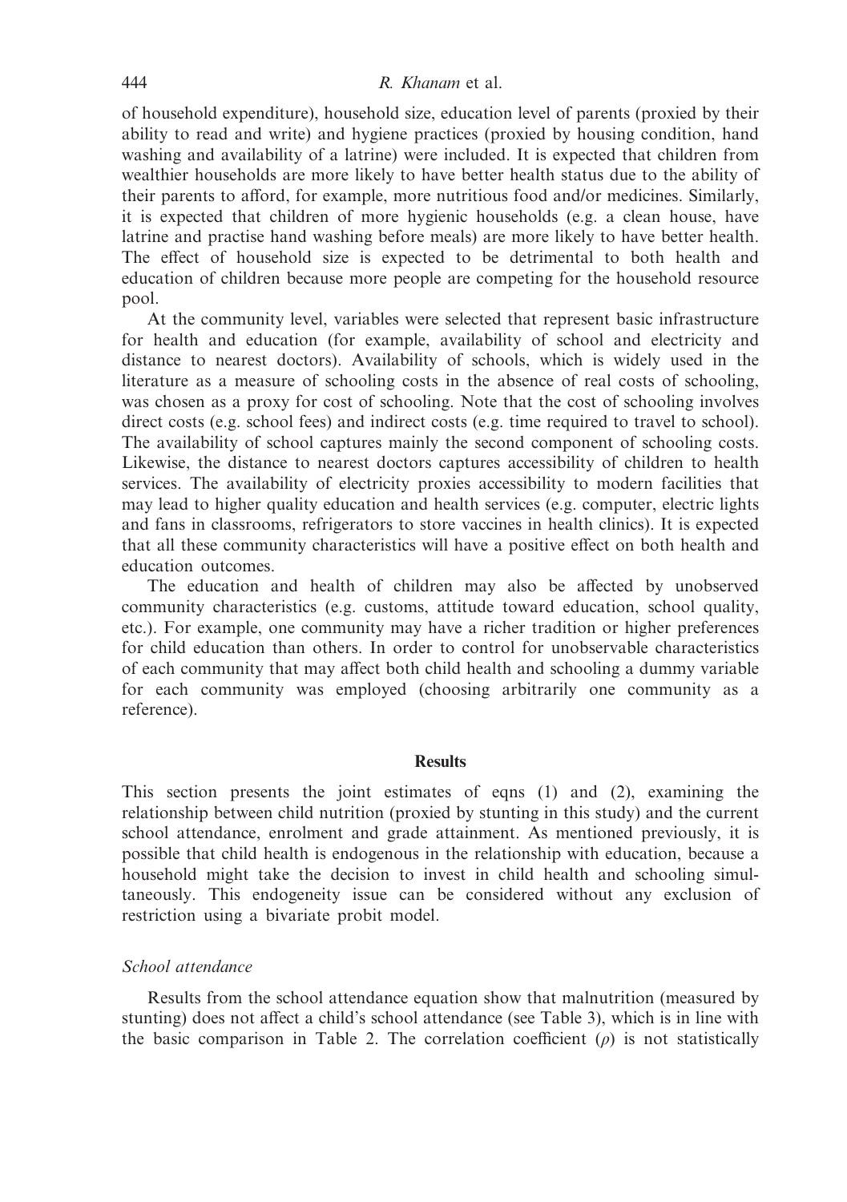of household expenditure), household size, education level of parents (proxied by their ability to read and write) and hygiene practices (proxied by housing condition, hand washing and availability of a latrine) were included. It is expected that children from wealthier households are more likely to have better health status due to the ability of their parents to afford, for example, more nutritious food and/or medicines. Similarly, it is expected that children of more hygienic households (e.g. a clean house, have latrine and practise hand washing before meals) are more likely to have better health. The effect of household size is expected to be detrimental to both health and education of children because more people are competing for the household resource pool.

At the community level, variables were selected that represent basic infrastructure for health and education (for example, availability of school and electricity and distance to nearest doctors). Availability of schools, which is widely used in the literature as a measure of schooling costs in the absence of real costs of schooling, was chosen as a proxy for cost of schooling. Note that the cost of schooling involves direct costs (e.g. school fees) and indirect costs (e.g. time required to travel to school). The availability of school captures mainly the second component of schooling costs. Likewise, the distance to nearest doctors captures accessibility of children to health services. The availability of electricity proxies accessibility to modern facilities that may lead to higher quality education and health services (e.g. computer, electric lights and fans in classrooms, refrigerators to store vaccines in health clinics). It is expected that all these community characteristics will have a positive effect on both health and education outcomes.

The education and health of children may also be affected by unobserved community characteristics (e.g. customs, attitude toward education, school quality, etc.). For example, one community may have a richer tradition or higher preferences for child education than others. In order to control for unobservable characteristics of each community that may affect both child health and schooling a dummy variable for each community was employed (choosing arbitrarily one community as a reference).

## Results

This section presents the joint estimates of eqns (1) and (2), examining the relationship between child nutrition (proxied by stunting in this study) and the current school attendance, enrolment and grade attainment. As mentioned previously, it is possible that child health is endogenous in the relationship with education, because a household might take the decision to invest in child health and schooling simultaneously. This endogeneity issue can be considered without any exclusion of restriction using a bivariate probit model.

### *School attendance*

Results from the school attendance equation show that malnutrition (measured by stunting) does not affect a child's school attendance (see Table 3), which is in line with the basic comparison in Table 2. The correlation coefficient ($\rho$) is not statistically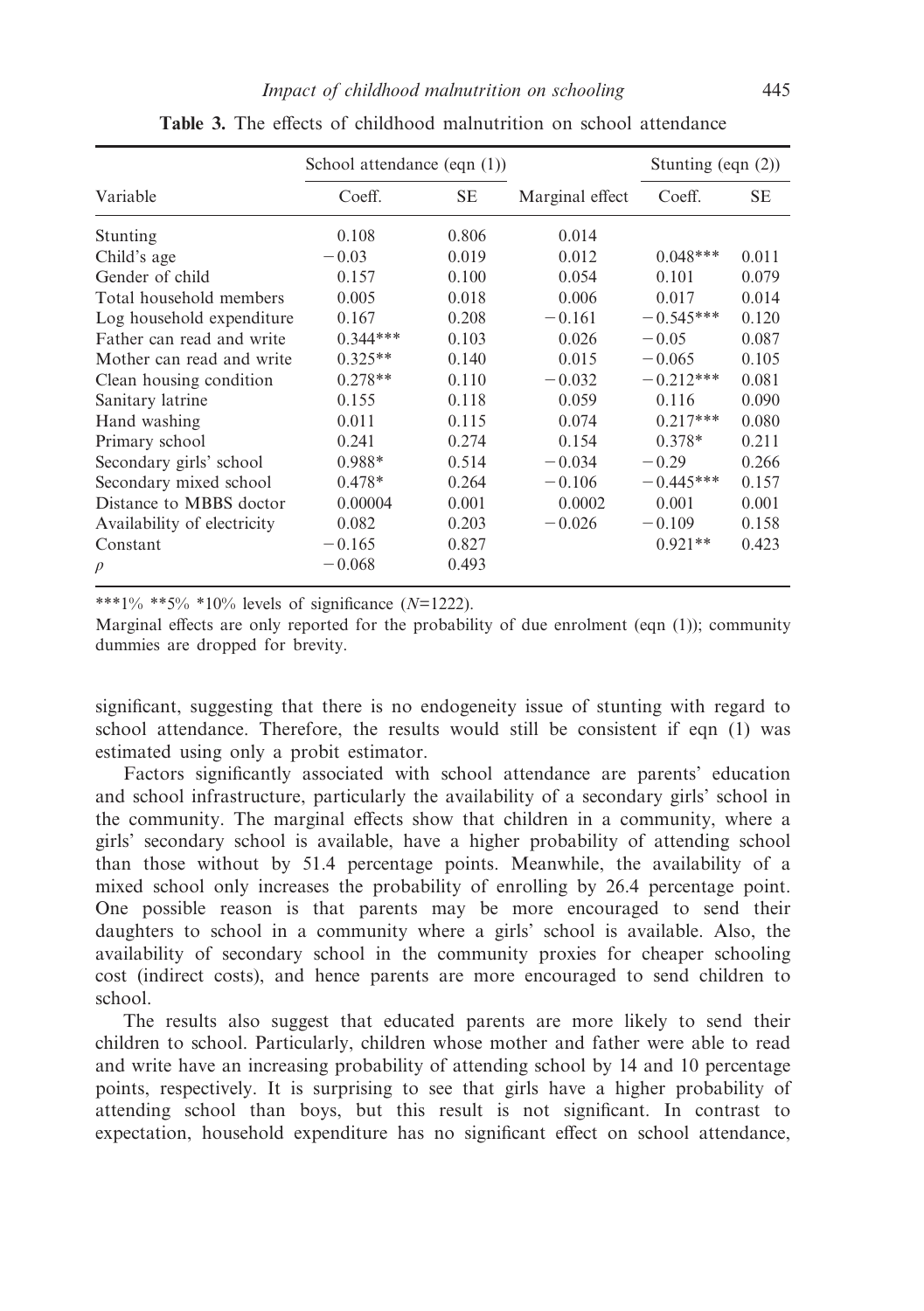**Table 3.** The effects of childhood malnutrition on school attendance

| Variable | School attendance (eqn (1)) | | Marginal effect | Stunting (eqn (2)) | |
|---|---|---|---|---|---|
| | Coeff. | SE | | Coeff. | SE |
| Stunting | 0.108 | 0.806 | 0.014 | | |
| Child's age | −0.03 | 0.019 | 0.012 | 0.048*** | 0.011 |
| Gender of child | 0.157 | 0.100 | 0.054 | 0.101 | 0.079 |
| Total household members | 0.005 | 0.018 | 0.006 | 0.017 | 0.014 |
| Log household expenditure | 0.167 | 0.208 | −0.161 | −0.545*** | 0.120 |
| Father can read and write | 0.344*** | 0.103 | 0.026 | −0.05 | 0.087 |
| Mother can read and write | 0.325** | 0.140 | 0.015 | −0.065 | 0.105 |
| Clean housing condition | 0.278** | 0.110 | −0.032 | −0.212*** | 0.081 |
| Sanitary latrine | 0.155 | 0.118 | 0.059 | 0.116 | 0.090 |
| Hand washing | 0.011 | 0.115 | 0.074 | 0.217*** | 0.080 |
| Primary school | 0.241 | 0.274 | 0.154 | 0.378* | 0.211 |
| Secondary girls' school | 0.988* | 0.514 | −0.034 | −0.29 | 0.266 |
| Secondary mixed school | 0.478* | 0.264 | −0.106 | −0.445*** | 0.157 |
| Distance to MBBS doctor | 0.00004 | 0.001 | 0.0002 | 0.001 | 0.001 |
| Availability of electricity | 0.082 | 0.203 | −0.026 | −0.109 | 0.158 |
| Constant | −0.165 | 0.827 | | 0.921** | 0.423 |
| $\rho$ | −0.068 | 0.493 | | | |

***1% **5% *10% levels of significance ($N$=1222).

Marginal effects are only reported for the probability of due enrolment (eqn (1)); community dummies are dropped for brevity.

significant, suggesting that there is no endogeneity issue of stunting with regard to school attendance. Therefore, the results would still be consistent if eqn (1) was estimated using only a probit estimator.

Factors significantly associated with school attendance are parents' education and school infrastructure, particularly the availability of a secondary girls' school in the community. The marginal effects show that children in a community, where a girls' secondary school is available, have a higher probability of attending school than those without by 51.4 percentage points. Meanwhile, the availability of a mixed school only increases the probability of enrolling by 26.4 percentage point. One possible reason is that parents may be more encouraged to send their daughters to school in a community where a girls' school is available. Also, the availability of secondary school in the community proxies for cheaper schooling cost (indirect costs), and hence parents are more encouraged to send children to school.

The results also suggest that educated parents are more likely to send their children to school. Particularly, children whose mother and father were able to read and write have an increasing probability of attending school by 14 and 10 percentage points, respectively. It is surprising to see that girls have a higher probability of attending school than boys, but this result is not significant. In contrast to expectation, household expenditure has no significant effect on school attendance,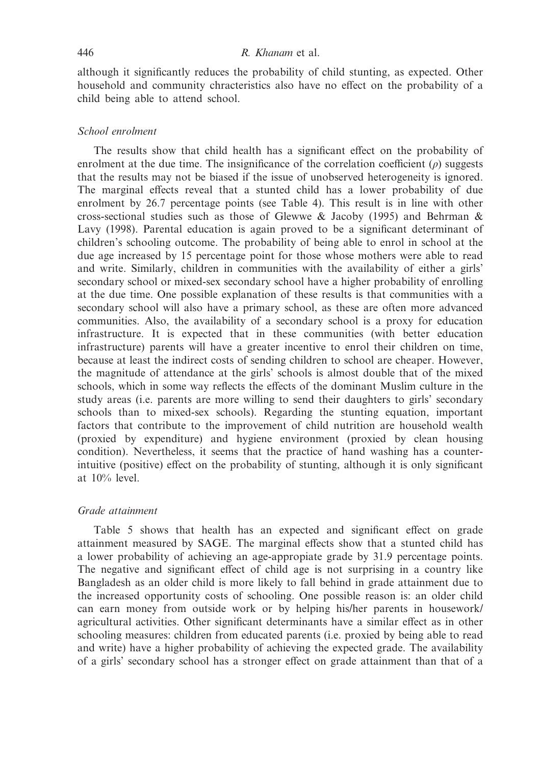although it significantly reduces the probability of child stunting, as expected. Other household and community chracteristics also have no effect on the probability of a child being able to attend school.

### *School enrolment*

The results show that child health has a significant effect on the probability of enrolment at the due time. The insignificance of the correlation coefficient ($\rho$) suggests that the results may not be biased if the issue of unobserved heterogeneity is ignored. The marginal effects reveal that a stunted child has a lower probability of due enrolment by 26.7 percentage points (see Table 4). This result is in line with other cross-sectional studies such as those of Glewwe & Jacoby (1995) and Behrman & Lavy (1998). Parental education is again proved to be a significant determinant of children's schooling outcome. The probability of being able to enrol in school at the due age increased by 15 percentage point for those whose mothers were able to read and write. Similarly, children in communities with the availability of either a girls' secondary school or mixed-sex secondary school have a higher probability of enrolling at the due time. One possible explanation of these results is that communities with a secondary school will also have a primary school, as these are often more advanced communities. Also, the availability of a secondary school is a proxy for education infrastructure. It is expected that in these communities (with better education infrastructure) parents will have a greater incentive to enrol their children on time, because at least the indirect costs of sending children to school are cheaper. However, the magnitude of attendance at the girls' schools is almost double that of the mixed schools, which in some way reflects the effects of the dominant Muslim culture in the study areas (i.e. parents are more willing to send their daughters to girls' secondary schools than to mixed-sex schools). Regarding the stunting equation, important factors that contribute to the improvement of child nutrition are household wealth (proxied by expenditure) and hygiene environment (proxied by clean housing condition). Nevertheless, it seems that the practice of hand washing has a counter-intuitive (positive) effect on the probability of stunting, although it is only significant at 10% level.

### *Grade attainment*

Table 5 shows that health has an expected and significant effect on grade attainment measured by SAGE. The marginal effects show that a stunted child has a lower probability of achieving an age-appropiate grade by 31.9 percentage points. The negative and significant effect of child age is not surprising in a country like Bangladesh as an older child is more likely to fall behind in grade attainment due to the increased opportunity costs of schooling. One possible reason is: an older child can earn money from outside work or by helping his/her parents in housework/agricultural activities. Other significant determinants have a similar effect as in other schooling measures: children from educated parents (i.e. proxied by being able to read and write) have a higher probability of achieving the expected grade. The availability of a girls' secondary school has a stronger effect on grade attainment than that of a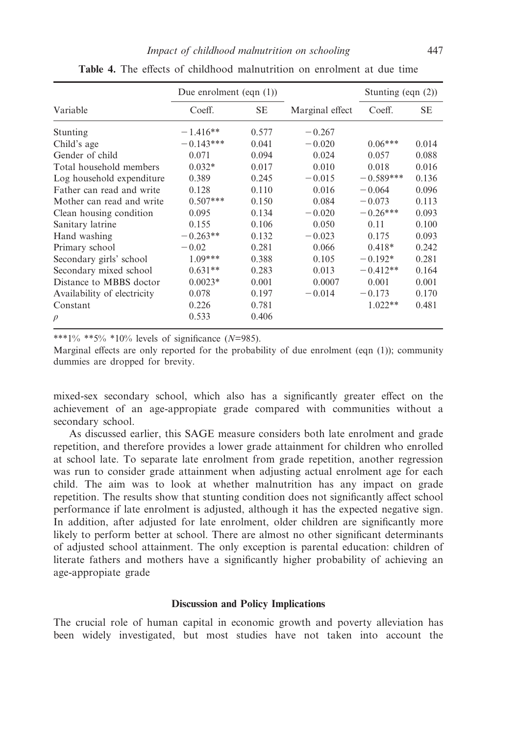**Table 4.** The effects of childhood malnutrition on enrolment at due time

| Variable | Due enrolment (eqn (1)) | | Marginal effect | Stunting (eqn (2)) | |
|---|---|---|---|---|---|
| | Coeff. | SE | | Coeff. | SE |
| Stunting | −1.416** | 0.577 | −0.267 | | |
| Child's age | −0.143*** | 0.041 | −0.020 | 0.06*** | 0.014 |
| Gender of child | 0.071 | 0.094 | 0.024 | 0.057 | 0.088 |
| Total household members | 0.032* | 0.017 | 0.010 | 0.018 | 0.016 |
| Log household expenditure | 0.389 | 0.245 | −0.015 | −0.589*** | 0.136 |
| Father can read and write | 0.128 | 0.110 | 0.016 | −0.064 | 0.096 |
| Mother can read and write | 0.507*** | 0.150 | 0.084 | −0.073 | 0.113 |
| Clean housing condition | 0.095 | 0.134 | −0.020 | −0.26*** | 0.093 |
| Sanitary latrine | 0.155 | 0.106 | 0.050 | 0.11 | 0.100 |
| Hand washing | −0.263** | 0.132 | −0.023 | 0.175 | 0.093 |
| Primary school | −0.02 | 0.281 | 0.066 | 0.418* | 0.242 |
| Secondary girls' school | 1.09*** | 0.388 | 0.105 | −0.192* | 0.281 |
| Secondary mixed school | 0.631** | 0.283 | 0.013 | −0.412** | 0.164 |
| Distance to MBBS doctor | 0.0023* | 0.001 | 0.0007 | 0.001 | 0.001 |
| Availability of electricity | 0.078 | 0.197 | −0.014 | −0.173 | 0.170 |
| Constant | 0.226 | 0.781 | | 1.022** | 0.481 |
| $\rho$ | 0.533 | 0.406 | | | |

***1% **5% *10% levels of significance ($N$=985).

Marginal effects are only reported for the probability of due enrolment (eqn (1)); community dummies are dropped for brevity.

mixed-sex secondary school, which also has a significantly greater effect on the achievement of an age-appropiate grade compared with communities without a secondary school.

As discussed earlier, this SAGE measure considers both late enrolment and grade repetition, and therefore provides a lower grade attainment for children who enrolled at school late. To separate late enrolment from grade repetition, another regression was run to consider grade attainment when adjusting actual enrolment age for each child. The aim was to look at whether malnutrition has any impact on grade repetition. The results show that stunting condition does not significantly affect school performance if late enrolment is adjusted, although it has the expected negative sign. In addition, after adjusted for late enrolment, older children are significantly more likely to perform better at school. There are almost no other significant determinants of adjusted school attainment. The only exception is parental education: children of literate fathers and mothers have a significantly higher probability of achieving an age-appropriate grade

## Discussion and Policy Implications

The crucial role of human capital in economic growth and poverty alleviation has been widely investigated, but most studies have not taken into account the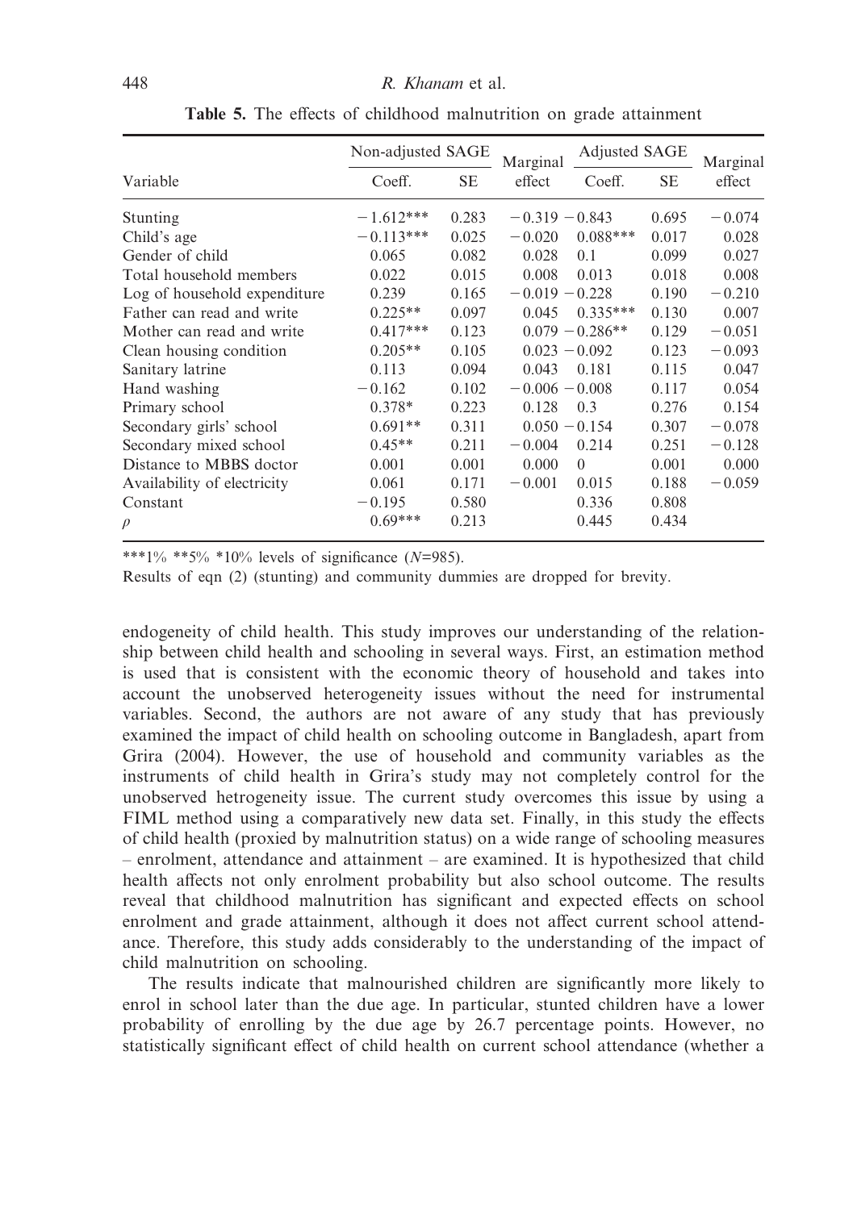**Table 5.** The effects of childhood malnutrition on grade attainment

| Variable | Non-adjusted SAGE | | Marginal effect | Adjusted SAGE | | Marginal effect |
|---|---|---|---|---|---|---|
| | Coeff. | SE | | Coeff. | SE | |
| Stunting | −1.612*** | 0.283 | −0.319 | −0.843 | 0.695 | −0.074 |
| Child's age | −0.113*** | 0.025 | −0.020 | 0.088*** | 0.017 | 0.028 |
| Gender of child | 0.065 | 0.082 | 0.028 | 0.1 | 0.099 | 0.027 |
| Total household members | 0.022 | 0.015 | 0.008 | 0.013 | 0.018 | 0.008 |
| Log of household expenditure | 0.239 | 0.165 | −0.019 | −0.228 | 0.190 | −0.210 |
| Father can read and write | 0.225** | 0.097 | 0.045 | 0.335*** | 0.130 | 0.007 |
| Mother can read and write | 0.417*** | 0.123 | 0.079 | −0.286** | 0.129 | −0.051 |
| Clean housing condition | 0.205** | 0.105 | 0.023 | −0.092 | 0.123 | −0.093 |
| Sanitary latrine | 0.113 | 0.094 | 0.043 | 0.181 | 0.115 | 0.047 |
| Hand washing | −0.162 | 0.102 | −0.006 | −0.008 | 0.117 | 0.054 |
| Primary school | 0.378* | 0.223 | 0.128 | 0.3 | 0.276 | 0.154 |
| Secondary girls' school | 0.691** | 0.311 | 0.050 | −0.154 | 0.307 | −0.078 |
| Secondary mixed school | 0.45** | 0.211 | −0.004 | 0.214 | 0.251 | −0.128 |
| Distance to MBBS doctor | 0.001 | 0.001 | 0.000 | 0 | 0.001 | 0.000 |
| Availability of electricity | 0.061 | 0.171 | −0.001 | 0.015 | 0.188 | −0.059 |
| Constant | −0.195 | 0.580 | | 0.336 | 0.808 | |
| $\rho$ | 0.69*** | 0.213 | | 0.445 | 0.434 | |

***1% **5% *10% levels of significance ($N$=985).

Results of eqn (2) (stunting) and community dummies are dropped for brevity.

endogeneity of child health. This study improves our understanding of the relationship between child health and schooling in several ways. First, an estimation method is used that is consistent with the economic theory of household and takes into account the unobserved heterogeneity issues without the need for instrumental variables. Second, the authors are not aware of any study that has previously examined the impact of child health on schooling outcome in Bangladesh, apart from Grira (2004). However, the use of household and community variables as the instruments of child health in Grira's study may not completely control for the unobserved hetrogeneity issue. The current study overcomes this issue by using a FIML method using a comparatively new data set. Finally, in this study the effects of child health (proxied by malnutrition status) on a wide range of schooling measures – enrolment, attendance and attainment – are examined. It is hypothesized that child health affects not only enrolment probability but also school outcome. The results reveal that childhood malnutrition has significant and expected effects on school enrolment and grade attainment, although it does not affect current school attendance. Therefore, this study adds considerably to the understanding of the impact of child malnutrition on schooling.

The results indicate that malnourished children are significantly more likely to enrol in school later than the due age. In particular, stunted children have a lower probability of enrolling by the due age by 26.7 percentage points. However, no statistically significant effect of child health on current school attendance (whether a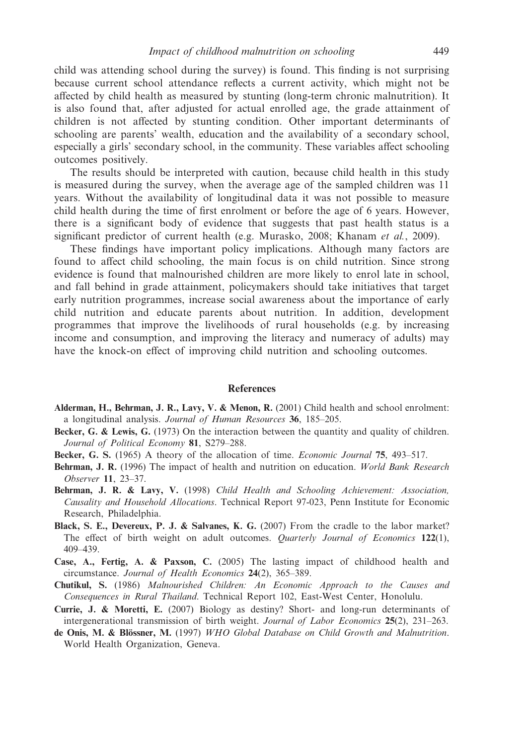child was attending school during the survey) is found. This finding is not surprising because current school attendance reflects a current activity, which might not be affected by child health as measured by stunting (long-term chronic malnutrition). It is also found that, after adjusted for actual enrolled age, the grade attainment of children is not affected by stunting condition. Other important determinants of schooling are parents' wealth, education and the availability of a secondary school, especially a girls' secondary school, in the community. These variables affect schooling outcomes positively.

The results should be interpreted with caution, because child health in this study is measured during the survey, when the average age of the sampled children was 11 years. Without the availability of longitudinal data it was not possible to measure child health during the time of first enrolment or before the age of 6 years. However, there is a significant body of evidence that suggests that past health status is a significant predictor of current health (e.g. Murasko, 2008; Khanam *et al.*, 2009).

These findings have important policy implications. Although many factors are found to affect child schooling, the main focus is on child nutrition. Since strong evidence is found that malnourished children are more likely to enrol late in school, and fall behind in grade attainment, policymakers should take initiatives that target early nutrition programmes, increase social awareness about the importance of early child nutrition and educate parents about nutrition. In addition, development programmes that improve the livelihoods of rural households (e.g. by increasing income and consumption, and improving the literacy and numeracy of adults) may have the knock-on effect of improving child nutrition and schooling outcomes.

## References

**Alderman, H., Behrman, J. R., Lavy, V. & Menon, R.** (2001) Child health and school enrolment: a longitudinal analysis. *Journal of Human Resources* **36**, 185–205.

**Becker, G. & Lewis, G.** (1973) On the interaction between the quantity and quality of children. *Journal of Political Economy* **81**, S279–288.

**Becker, G. S.** (1965) A theory of the allocation of time. *Economic Journal* **75**, 493–517.

**Behrman, J. R.** (1996) The impact of health and nutrition on education. *World Bank Research Observer* **11**, 23–37.

**Behrman, J. R. & Lavy, V.** (1998) *Child Health and Schooling Achievement: Association, Causality and Household Allocations*. Technical Report 97-023, Penn Institute for Economic Research, Philadelphia.

**Black, S. E., Devereux, P. J. & Salvanes, K. G.** (2007) From the cradle to the labor market? The effect of birth weight on adult outcomes. *Quarterly Journal of Economics* **122**(1), 409–439.

**Case, A., Fertig, A. & Paxson, C.** (2005) The lasting impact of childhood health and circumstance. *Journal of Health Economics* **24**(2), 365–389.

**Chutikul, S.** (1986) *Malnourished Children: An Economic Approach to the Causes and Consequences in Rural Thailand*. Technical Report 102, East-West Center, Honolulu.

**Currie, J. & Moretti, E.** (2007) Biology as destiny? Short- and long-run determinants of intergenerational transmission of birth weight. *Journal of Labor Economics* **25**(2), 231–263.

**de Onis, M. & Blössner, M.** (1997) *WHO Global Database on Child Growth and Malnutrition*. World Health Organization, Geneva.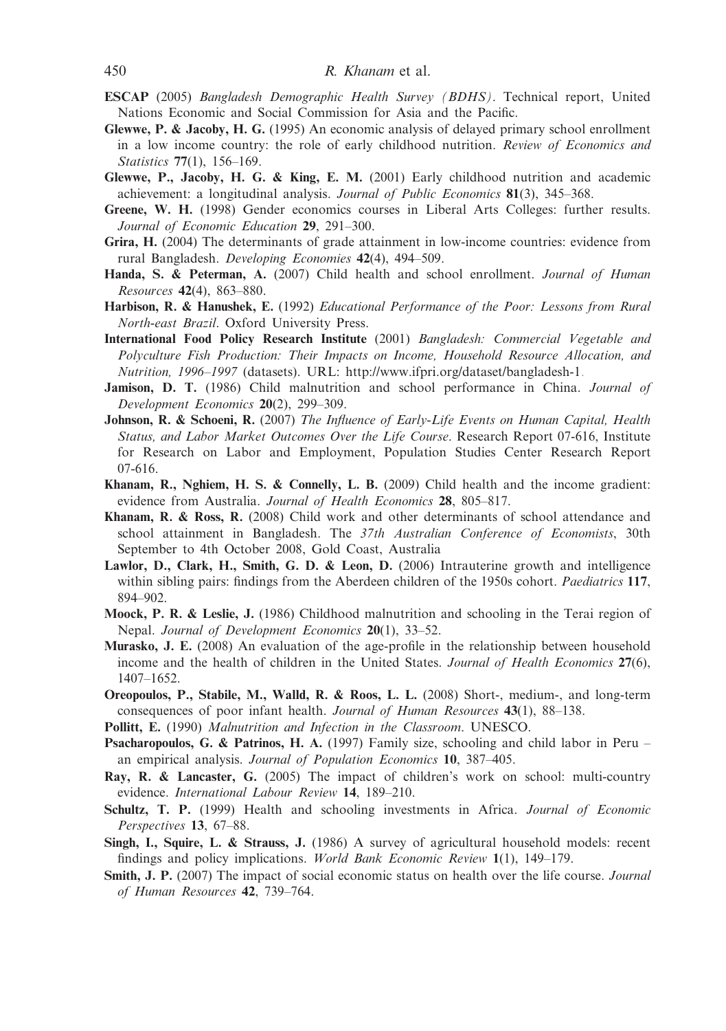**ESCAP** (2005) *Bangladesh Demographic Health Survey (BDHS)*. Technical report, United Nations Economic and Social Commission for Asia and the Pacific.

**Glewwe, P. & Jacoby, H. G.** (1995) An economic analysis of delayed primary school enrollment in a low income country: the role of early childhood nutrition. *Review of Economics and Statistics* **77**(1), 156–169.

**Glewwe, P., Jacoby, H. G. & King, E. M.** (2001) Early childhood nutrition and academic achievement: a longitudinal analysis. *Journal of Public Economics* **81**(3), 345–368.

**Greene, W. H.** (1998) Gender economics courses in Liberal Arts Colleges: further results. *Journal of Economic Education* **29**, 291–300.

**Grira, H.** (2004) The determinants of grade attainment in low-income countries: evidence from rural Bangladesh. *Developing Economies* **42**(4), 494–509.

**Handa, S. & Peterman, A.** (2007) Child health and school enrollment. *Journal of Human Resources* **42**(4), 863–880.

**Harbison, R. & Hanushek, E.** (1992) *Educational Performance of the Poor: Lessons from Rural North-east Brazil*. Oxford University Press.

**International Food Policy Research Institute** (2001) *Bangladesh: Commercial Vegetable and Polyculture Fish Production: Their Impacts on Income, Household Resource Allocation, and Nutrition, 1996–1997* (datasets). URL: http://www.ifpri.org/dataset/bangladesh-1.

**Jamison, D. T.** (1986) Child malnutrition and school performance in China. *Journal of Development Economics* **20**(2), 299–309.

**Johnson, R. & Schoeni, R.** (2007) *The Influence of Early-Life Events on Human Capital, Health Status, and Labor Market Outcomes Over the Life Course*. Research Report 07-616, Institute for Research on Labor and Employment, Population Studies Center Research Report 07-616.

**Khanam, R., Nghiem, H. S. & Connelly, L. B.** (2009) Child health and the income gradient: evidence from Australia. *Journal of Health Economics* **28**, 805–817.

**Khanam, R. & Ross, R.** (2008) Child work and other determinants of school attendance and school attainment in Bangladesh. The *37th Australian Conference of Economists*, 30th September to 4th October 2008, Gold Coast, Australia

**Lawlor, D., Clark, H., Smith, G. D. & Leon, D.** (2006) Intrauterine growth and intelligence within sibling pairs: findings from the Aberdeen children of the 1950s cohort. *Paediatrics* **117**, 894–902.

**Moock, P. R. & Leslie, J.** (1986) Childhood malnutrition and schooling in the Terai region of Nepal. *Journal of Development Economics* **20**(1), 33–52.

**Murasko, J. E.** (2008) An evaluation of the age-profile in the relationship between household income and the health of children in the United States. *Journal of Health Economics* **27**(6), 1407–1652.

**Oreopoulos, P., Stabile, M., Walld, R. & Roos, L. L.** (2008) Short-, medium-, and long-term consequences of poor infant health. *Journal of Human Resources* **43**(1), 88–138.

**Pollitt, E.** (1990) *Malnutrition and Infection in the Classroom*. UNESCO.

**Psacharopoulos, G. & Patrinos, H. A.** (1997) Family size, schooling and child labor in Peru – an empirical analysis. *Journal of Population Economics* **10**, 387–405.

**Ray, R. & Lancaster, G.** (2005) The impact of children's work on school: multi-country evidence. *International Labour Review* **14**, 189–210.

**Schultz, T. P.** (1999) Health and schooling investments in Africa. *Journal of Economic Perspectives* **13**, 67–88.

**Singh, I., Squire, L. & Strauss, J.** (1986) A survey of agricultural household models: recent findings and policy implications. *World Bank Economic Review* **1**(1), 149–179.

**Smith, J. P.** (2007) The impact of social economic status on health over the life course. *Journal of Human Resources* **42**, 739–764.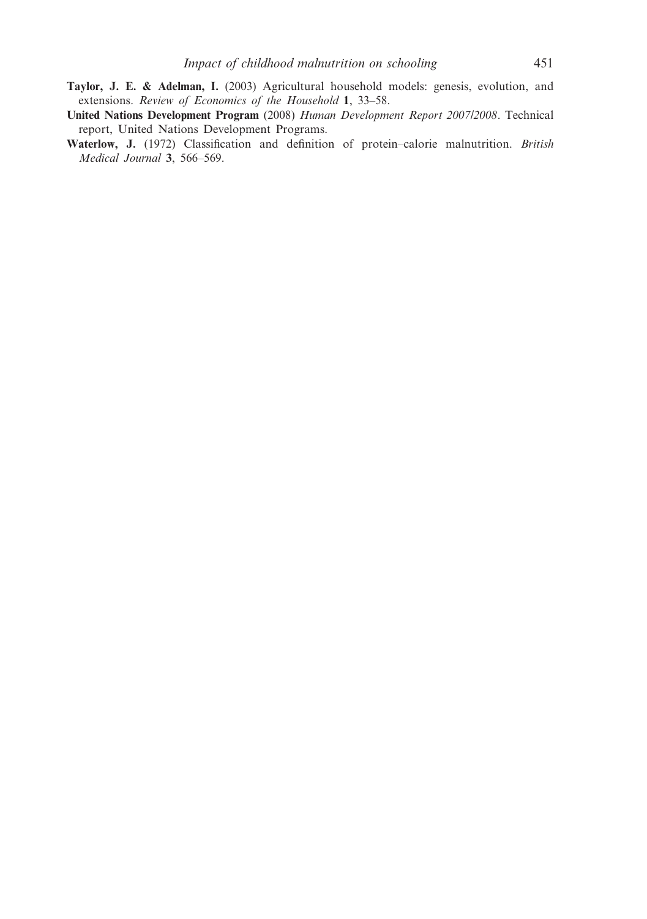**Taylor, J. E. & Adelman, I.** (2003) Agricultural household models: genesis, evolution, and extensions. *Review of Economics of the Household* **1**, 33–58.

**United Nations Development Program** (2008) *Human Development Report 2007/2008*. Technical report, United Nations Development Programs.

**Waterlow, J.** (1972) Classification and definition of protein–calorie malnutrition. *British Medical Journal* **3**, 566–569.